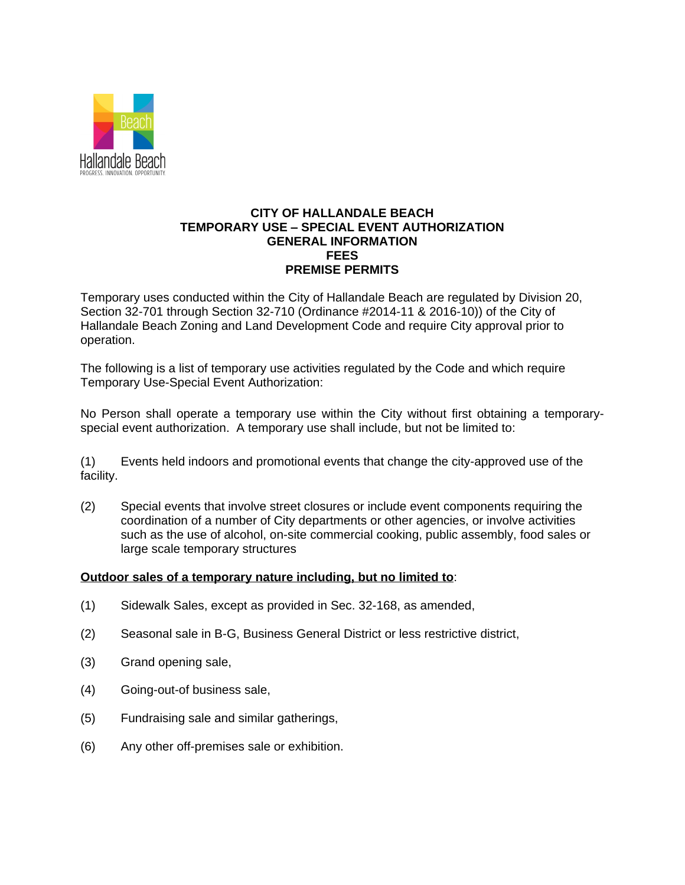# CITY OF HALLANDALE BEACH
# TEMPORARY USE – SPECIAL EVENT AUTHORIZATION
# GENERAL INFORMATION
# FEES
# PREMISE PERMITS

Temporary uses conducted within the City of Hallandale Beach are regulated by Division 20, Section 32-701 through Section 32-710 (Ordinance #2014-11 & 2016-10)) of the City of Hallandale Beach Zoning and Land Development Code and require City approval prior to operation.

The following is a list of temporary use activities regulated by the Code and which require Temporary Use-Special Event Authorization:

No Person shall operate a temporary use within the City without first obtaining a temporary-special event authorization. A temporary use shall include, but not be limited to:

(1) Events held indoors and promotional events that change the city-approved use of the facility.

(2) Special events that involve street closures or include event components requiring the coordination of a number of City departments or other agencies, or involve activities such as the use of alcohol, on-site commercial cooking, public assembly, food sales or large scale temporary structures

**Outdoor sales of a temporary nature including, but no limited to**:

(1) Sidewalk Sales, except as provided in Sec. 32-168, as amended,

(2) Seasonal sale in B-G, Business General District or less restrictive district,

(3) Grand opening sale,

(4) Going-out-of business sale,

(5) Fundraising sale and similar gatherings,

(6) Any other off-premises sale or exhibition.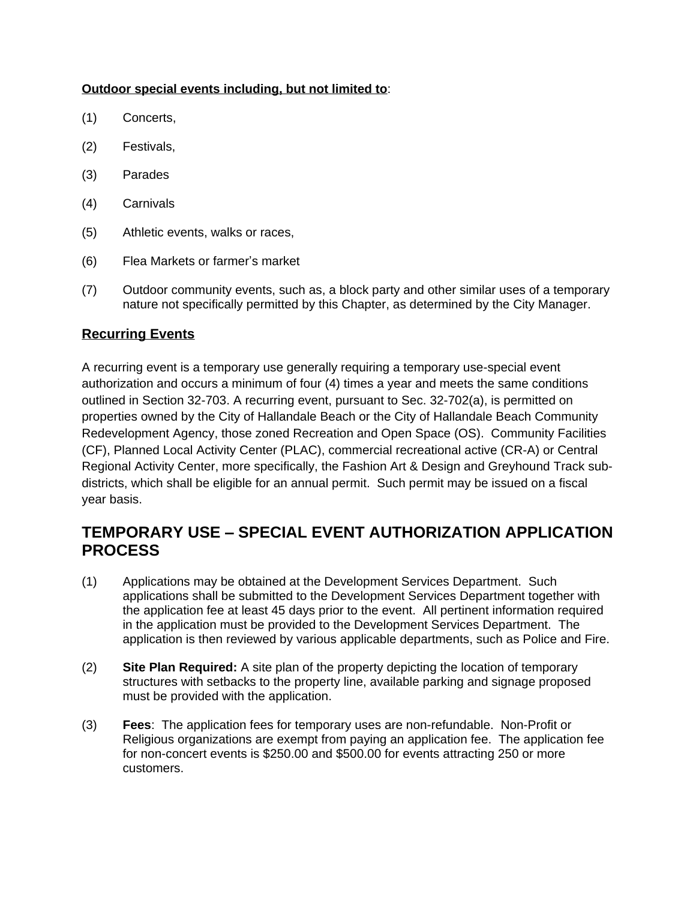**Outdoor special events including, but not limited to**:

(1) Concerts,

(2) Festivals,

(3) Parades

(4) Carnivals

(5) Athletic events, walks or races,

(6) Flea Markets or farmer's market

(7) Outdoor community events, such as, a block party and other similar uses of a temporary nature not specifically permitted by this Chapter, as determined by the City Manager.

**Recurring Events**

A recurring event is a temporary use generally requiring a temporary use-special event authorization and occurs a minimum of four (4) times a year and meets the same conditions outlined in Section 32-703. A recurring event, pursuant to Sec. 32-702(a), is permitted on properties owned by the City of Hallandale Beach or the City of Hallandale Beach Community Redevelopment Agency, those zoned Recreation and Open Space (OS). Community Facilities (CF), Planned Local Activity Center (PLAC), commercial recreational active (CR-A) or Central Regional Activity Center, more specifically, the Fashion Art & Design and Greyhound Track sub-districts, which shall be eligible for an annual permit. Such permit may be issued on a fiscal year basis.

## TEMPORARY USE – SPECIAL EVENT AUTHORIZATION APPLICATION PROCESS

(1) Applications may be obtained at the Development Services Department. Such applications shall be submitted to the Development Services Department together with the application fee at least 45 days prior to the event. All pertinent information required in the application must be provided to the Development Services Department. The application is then reviewed by various applicable departments, such as Police and Fire.

(2) **Site Plan Required:** A site plan of the property depicting the location of temporary structures with setbacks to the property line, available parking and signage proposed must be provided with the application.

(3) **Fees**: The application fees for temporary uses are non-refundable. Non-Profit or Religious organizations are exempt from paying an application fee. The application fee for non-concert events is $250.00 and $500.00 for events attracting 250 or more customers.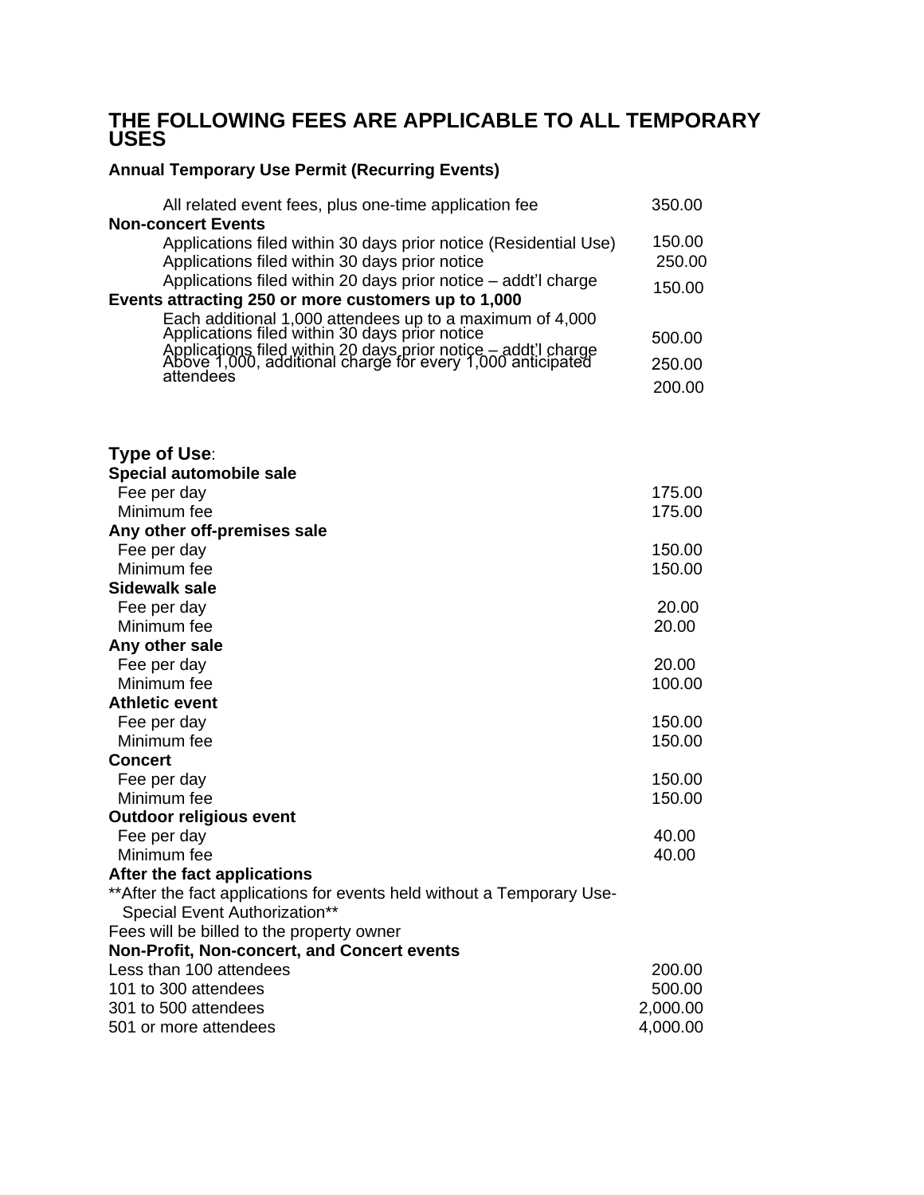# THE FOLLOWING FEES ARE APPLICABLE TO ALL TEMPORARY USES

**Annual Temporary Use Permit (Recurring Events)**

| | |
|---|---|
| All related event fees, plus one-time application fee | 350.00 |
| **Non-concert Events** | |
| Applications filed within 30 days prior notice (Residential Use) | 150.00 |
| Applications filed within 30 days prior notice | 250.00 |
| Applications filed within 20 days prior notice – addt'l charge | 150.00 |
| **Events attracting 250 or more customers up to 1,000** | |
| Each additional 1,000 attendees up to a maximum of 4,000 | |
| Applications filed within 30 days prior notice | 500.00 |
| Applications filed within 20 days prior notice – addt'l charge | 250.00 |
| Above 1,000, additional charge for every 1,000 anticipated attendees | 200.00 |

## Type of Use:

| | |
|---|---|
| **Special automobile sale** | |
| Fee per day | 175.00 |
| Minimum fee | 175.00 |
| **Any other off-premises sale** | |
| Fee per day | 150.00 |
| Minimum fee | 150.00 |
| **Sidewalk sale** | |
| Fee per day | 20.00 |
| Minimum fee | 20.00 |
| **Any other sale** | |
| Fee per day | 20.00 |
| Minimum fee | 100.00 |
| **Athletic event** | |
| Fee per day | 150.00 |
| Minimum fee | 150.00 |
| **Concert** | |
| Fee per day | 150.00 |
| Minimum fee | 150.00 |
| **Outdoor religious event** | |
| Fee per day | 40.00 |
| Minimum fee | 40.00 |

**After the fact applications**

**After the fact applications for events held without a Temporary Use-Special Event Authorization**

Fees will be billed to the property owner

| | |
|---|---|
| **Non-Profit, Non-concert, and Concert events** | |
| Less than 100 attendees | 200.00 |
| 101 to 300 attendees | 500.00 |
| 301 to 500 attendees | 2,000.00 |
| 501 or more attendees | 4,000.00 |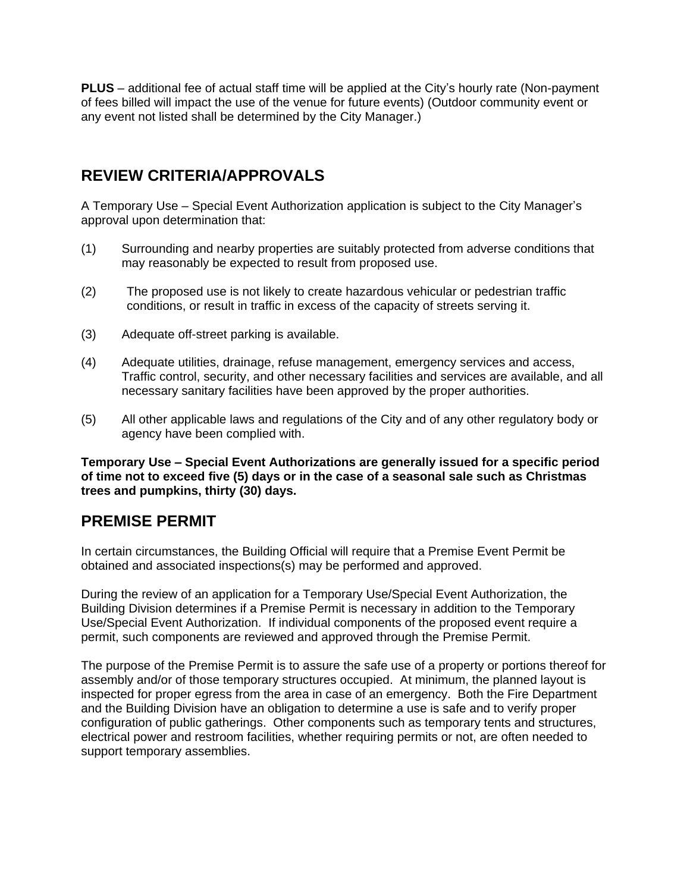**PLUS** – additional fee of actual staff time will be applied at the City's hourly rate (Non-payment of fees billed will impact the use of the venue for future events) (Outdoor community event or any event not listed shall be determined by the City Manager.)

## REVIEW CRITERIA/APPROVALS

A Temporary Use – Special Event Authorization application is subject to the City Manager's approval upon determination that:

(1) Surrounding and nearby properties are suitably protected from adverse conditions that may reasonably be expected to result from proposed use.

(2) The proposed use is not likely to create hazardous vehicular or pedestrian traffic conditions, or result in traffic in excess of the capacity of streets serving it.

(3) Adequate off-street parking is available.

(4) Adequate utilities, drainage, refuse management, emergency services and access, Traffic control, security, and other necessary facilities and services are available, and all necessary sanitary facilities have been approved by the proper authorities.

(5) All other applicable laws and regulations of the City and of any other regulatory body or agency have been complied with.

**Temporary Use – Special Event Authorizations are generally issued for a specific period of time not to exceed five (5) days or in the case of a seasonal sale such as Christmas trees and pumpkins, thirty (30) days.**

## PREMISE PERMIT

In certain circumstances, the Building Official will require that a Premise Event Permit be obtained and associated inspections(s) may be performed and approved.

During the review of an application for a Temporary Use/Special Event Authorization, the Building Division determines if a Premise Permit is necessary in addition to the Temporary Use/Special Event Authorization. If individual components of the proposed event require a permit, such components are reviewed and approved through the Premise Permit.

The purpose of the Premise Permit is to assure the safe use of a property or portions thereof for assembly and/or of those temporary structures occupied. At minimum, the planned layout is inspected for proper egress from the area in case of an emergency. Both the Fire Department and the Building Division have an obligation to determine a use is safe and to verify proper configuration of public gatherings. Other components such as temporary tents and structures, electrical power and restroom facilities, whether requiring permits or not, are often needed to support temporary assemblies.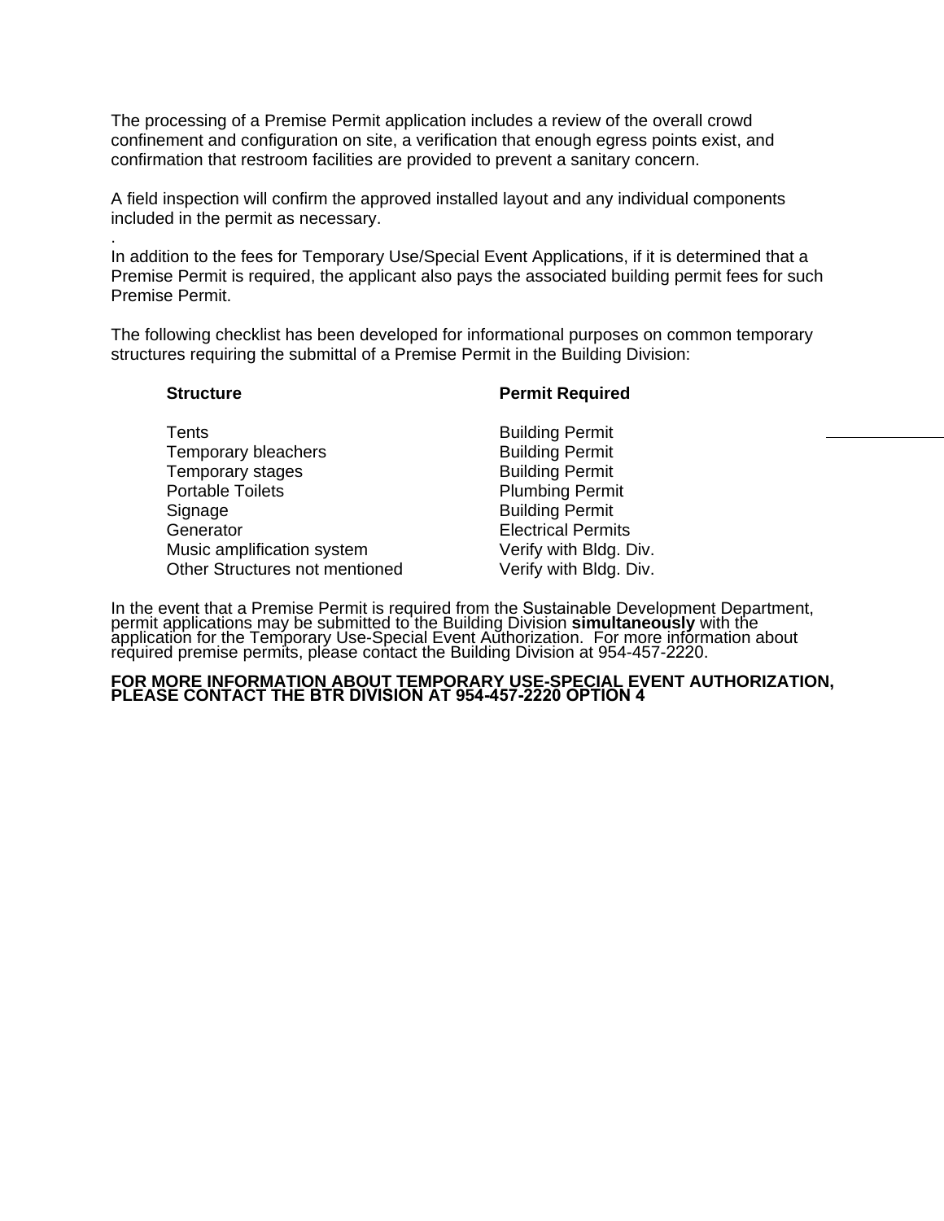The processing of a Premise Permit application includes a review of the overall crowd confinement and configuration on site, a verification that enough egress points exist, and confirmation that restroom facilities are provided to prevent a sanitary concern.

A field inspection will confirm the approved installed layout and any individual components included in the permit as necessary.

.

In addition to the fees for Temporary Use/Special Event Applications, if it is determined that a Premise Permit is required, the applicant also pays the associated building permit fees for such Premise Permit.

The following checklist has been developed for informational purposes on common temporary structures requiring the submittal of a Premise Permit in the Building Division:

| **Structure** | **Permit Required** |
|---|---|
| Tents | Building Permit |
| Temporary bleachers | Building Permit |
| Temporary stages | Building Permit |
| Portable Toilets | Plumbing Permit |
| Signage | Building Permit |
| Generator | Electrical Permits |
| Music amplification system | Verify with Bldg. Div. |
| Other Structures not mentioned | Verify with Bldg. Div. |

In the event that a Premise Permit is required from the Sustainable Development Department, permit applications may be submitted to the Building Division **simultaneously** with the application for the Temporary Use-Special Event Authorization. For more information about required premise permits, please contact the Building Division at 954-457-2220.

**FOR MORE INFORMATION ABOUT TEMPORARY USE-SPECIAL EVENT AUTHORIZATION, PLEASE CONTACT THE BTR DIVISION AT 954-457-2220 OPTION 4**